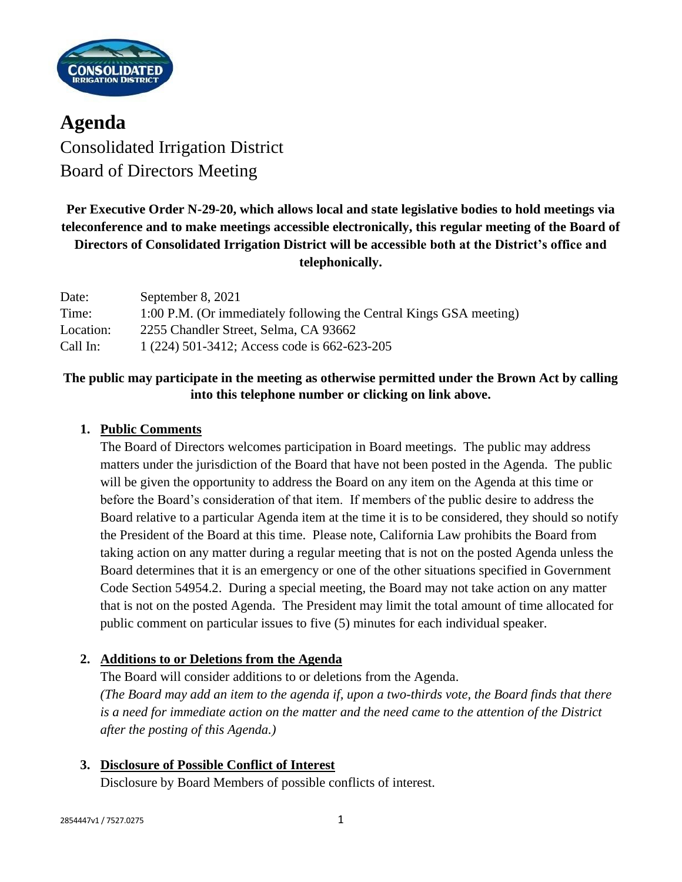# Agenda

Consolidated Irrigation District
Board of Directors Meeting

**Per Executive Order N-29-20, which allows local and state legislative bodies to hold meetings via teleconference and to make meetings accessible electronically, this regular meeting of the Board of Directors of Consolidated Irrigation District will be accessible both at the District's office and telephonically.**

| | |
|---|---|
| Date: | September 8, 2021 |
| Time: | 1:00 P.M. (Or immediately following the Central Kings GSA meeting) |
| Location: | 2255 Chandler Street, Selma, CA 93662 |
| Call In: | 1 (224) 501-3412; Access code is 662-623-205 |

**The public may participate in the meeting as otherwise permitted under the Brown Act by calling into this telephone number or clicking on link above.**

1. **Public Comments**

   The Board of Directors welcomes participation in Board meetings. The public may address matters under the jurisdiction of the Board that have not been posted in the Agenda. The public will be given the opportunity to address the Board on any item on the Agenda at this time or before the Board's consideration of that item. If members of the public desire to address the Board relative to a particular Agenda item at the time it is to be considered, they should so notify the President of the Board at this time. Please note, California Law prohibits the Board from taking action on any matter during a regular meeting that is not on the posted Agenda unless the Board determines that it is an emergency or one of the other situations specified in Government Code Section 54954.2. During a special meeting, the Board may not take action on any matter that is not on the posted Agenda. The President may limit the total amount of time allocated for public comment on particular issues to five (5) minutes for each individual speaker.

2. **Additions to or Deletions from the Agenda**

   The Board will consider additions to or deletions from the Agenda.
   *(The Board may add an item to the agenda if, upon a two-thirds vote, the Board finds that there is a need for immediate action on the matter and the need came to the attention of the District after the posting of this Agenda.)*

3. **Disclosure of Possible Conflict of Interest**

   Disclosure by Board Members of possible conflicts of interest.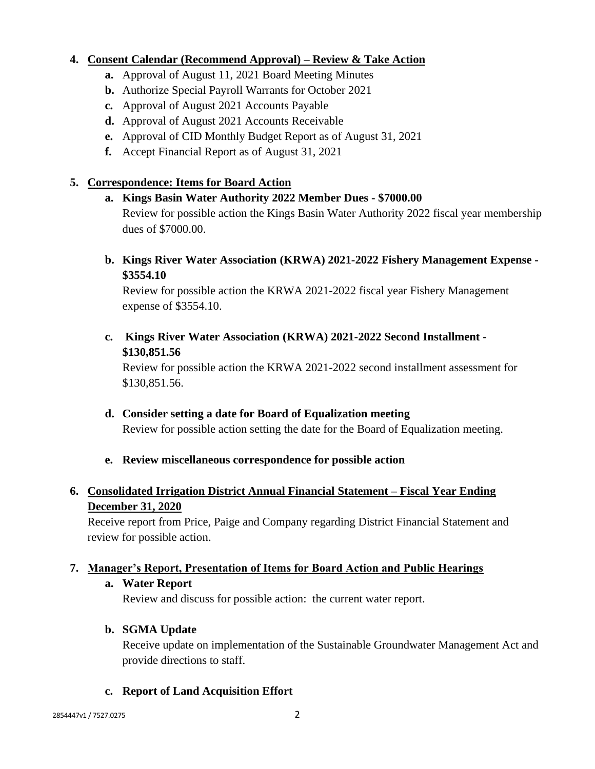4. **Consent Calendar (Recommend Approval) – Review & Take Action**
   - **a.** Approval of August 11, 2021 Board Meeting Minutes
   - **b.** Authorize Special Payroll Warrants for October 2021
   - **c.** Approval of August 2021 Accounts Payable
   - **d.** Approval of August 2021 Accounts Receivable
   - **e.** Approval of CID Monthly Budget Report as of August 31, 2021
   - **f.** Accept Financial Report as of August 31, 2021

5. **Correspondence: Items for Board Action**
   - **a. Kings Basin Water Authority 2022 Member Dues - $7000.00**
     Review for possible action the Kings Basin Water Authority 2022 fiscal year membership dues of $7000.00.
   - **b. Kings River Water Association (KRWA) 2021-2022 Fishery Management Expense - $3554.10**
     Review for possible action the KRWA 2021-2022 fiscal year Fishery Management expense of $3554.10.
   - **c. Kings River Water Association (KRWA) 2021-2022 Second Installment - $130,851.56**
     Review for possible action the KRWA 2021-2022 second installment assessment for $130,851.56.
   - **d. Consider setting a date for Board of Equalization meeting**
     Review for possible action setting the date for the Board of Equalization meeting.
   - **e. Review miscellaneous correspondence for possible action**

6. **Consolidated Irrigation District Annual Financial Statement – Fiscal Year Ending December 31, 2020**
   Receive report from Price, Paige and Company regarding District Financial Statement and review for possible action.

7. **Manager's Report, Presentation of Items for Board Action and Public Hearings**
   - **a. Water Report**
     Review and discuss for possible action: the current water report.
   - **b. SGMA Update**
     Receive update on implementation of the Sustainable Groundwater Management Act and provide directions to staff.
   - **c. Report of Land Acquisition Effort**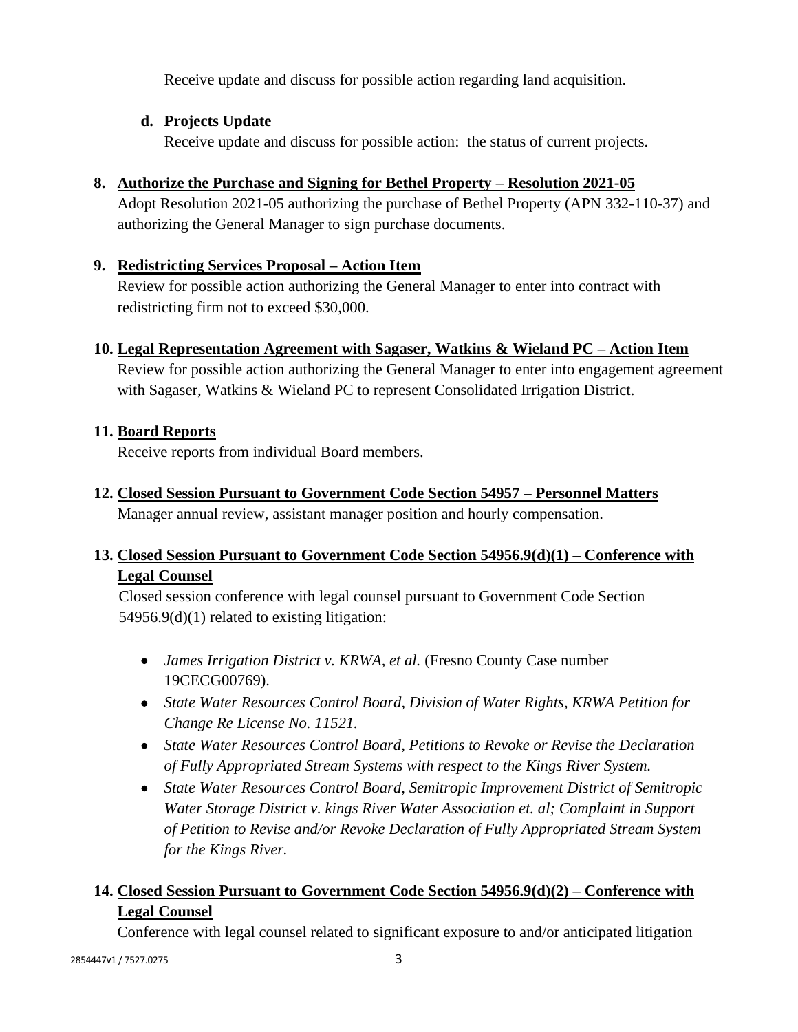Receive update and discuss for possible action regarding land acquisition.

**d. Projects Update**

Receive update and discuss for possible action: the status of current projects.

**8. <u>Authorize the Purchase and Signing for Bethel Property – Resolution 2021-05</u>**

Adopt Resolution 2021-05 authorizing the purchase of Bethel Property (APN 332-110-37) and authorizing the General Manager to sign purchase documents.

**9. <u>Redistricting Services Proposal – Action Item</u>**

Review for possible action authorizing the General Manager to enter into contract with redistricting firm not to exceed $30,000.

**10. <u>Legal Representation Agreement with Sagaser, Watkins & Wieland PC – Action Item</u>**

Review for possible action authorizing the General Manager to enter into engagement agreement with Sagaser, Watkins & Wieland PC to represent Consolidated Irrigation District.

**11. <u>Board Reports</u>**

Receive reports from individual Board members.

**12. <u>Closed Session Pursuant to Government Code Section 54957 – Personnel Matters</u>**

Manager annual review, assistant manager position and hourly compensation.

**13. <u>Closed Session Pursuant to Government Code Section 54956.9(d)(1) – Conference with Legal Counsel</u>**

Closed session conference with legal counsel pursuant to Government Code Section 54956.9(d)(1) related to existing litigation:

- *James Irrigation District v. KRWA, et al.* (Fresno County Case number 19CECG00769).
- *State Water Resources Control Board, Division of Water Rights, KRWA Petition for Change Re License No. 11521.*
- *State Water Resources Control Board, Petitions to Revoke or Revise the Declaration of Fully Appropriated Stream Systems with respect to the Kings River System.*
- *State Water Resources Control Board, Semitropic Improvement District of Semitropic Water Storage District v. kings River Water Association et. al; Complaint in Support of Petition to Revise and/or Revoke Declaration of Fully Appropriated Stream System for the Kings River.*

**14. <u>Closed Session Pursuant to Government Code Section 54956.9(d)(2) – Conference with Legal Counsel</u>**

Conference with legal counsel related to significant exposure to and/or anticipated litigation

2854447v1 / 7527.0275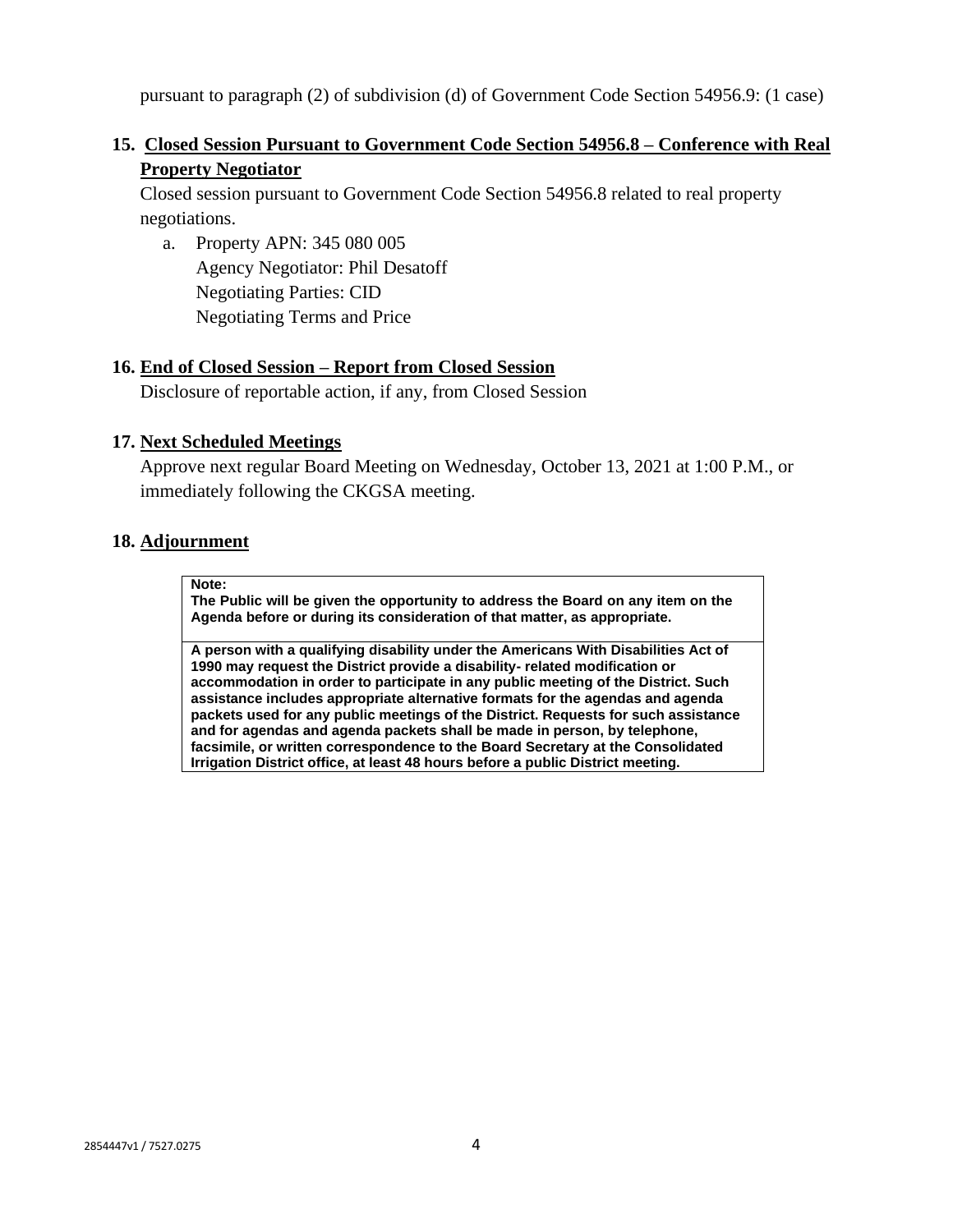pursuant to paragraph (2) of subdivision (d) of Government Code Section 54956.9: (1 case)

**15. Closed Session Pursuant to Government Code Section 54956.8 – Conference with Real Property Negotiator**

Closed session pursuant to Government Code Section 54956.8 related to real property negotiations.

a. Property APN: 345 080 005
   Agency Negotiator: Phil Desatoff
   Negotiating Parties: CID
   Negotiating Terms and Price

**16. End of Closed Session – Report from Closed Session**

Disclosure of reportable action, if any, from Closed Session

**17. Next Scheduled Meetings**

Approve next regular Board Meeting on Wednesday, October 13, 2021 at 1:00 P.M., or immediately following the CKGSA meeting.

**18. Adjournment**

| |
|---|
| **Note:**<br>**The Public will be given the opportunity to address the Board on any item on the Agenda before or during its consideration of that matter, as appropriate.** |
| **A person with a qualifying disability under the Americans With Disabilities Act of 1990 may request the District provide a disability- related modification or accommodation in order to participate in any public meeting of the District. Such assistance includes appropriate alternative formats for the agendas and agenda packets used for any public meetings of the District. Requests for such assistance and for agendas and agenda packets shall be made in person, by telephone, facsimile, or written correspondence to the Board Secretary at the Consolidated Irrigation District office, at least 48 hours before a public District meeting.** |

2854447v1 / 7527.0275